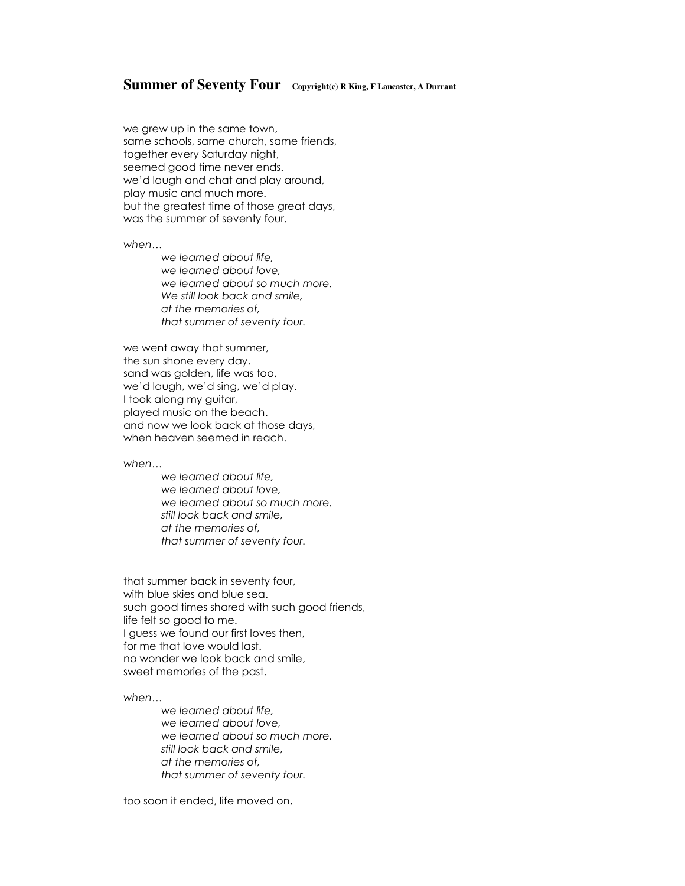# **Summer of Seventy Four** **Copyright(c) R King, F Lancaster, A Durrant**

we grew up in the same town,  
same schools, same church, same friends,  
together every Saturday night,  
seemed good time never ends.  
we'd laugh and chat and play around,  
play music and much more.  
but the greatest time of those great days,  
was the summer of seventy four.

*when…*

> *we learned about life,*  
> *we learned about love,*  
> *we learned about so much more.*  
> *We still look back and smile,*  
> *at the memories of,*  
> *that summer of seventy four.*

we went away that summer,  
the sun shone every day.  
sand was golden, life was too,  
we'd laugh, we'd sing, we'd play.  
I took along my guitar,  
played music on the beach.  
and now we look back at those days,  
when heaven seemed in reach.

*when…*

> *we learned about life,*  
> *we learned about love,*  
> *we learned about so much more.*  
> *still look back and smile,*  
> *at the memories of,*  
> *that summer of seventy four.*

that summer back in seventy four,  
with blue skies and blue sea.  
such good times shared with such good friends,  
life felt so good to me.  
I guess we found our first loves then,  
for me that love would last.  
no wonder we look back and smile,  
sweet memories of the past.

*when…*

> *we learned about life,*  
> *we learned about love,*  
> *we learned about so much more.*  
> *still look back and smile,*  
> *at the memories of,*  
> *that summer of seventy four.*

too soon it ended, life moved on,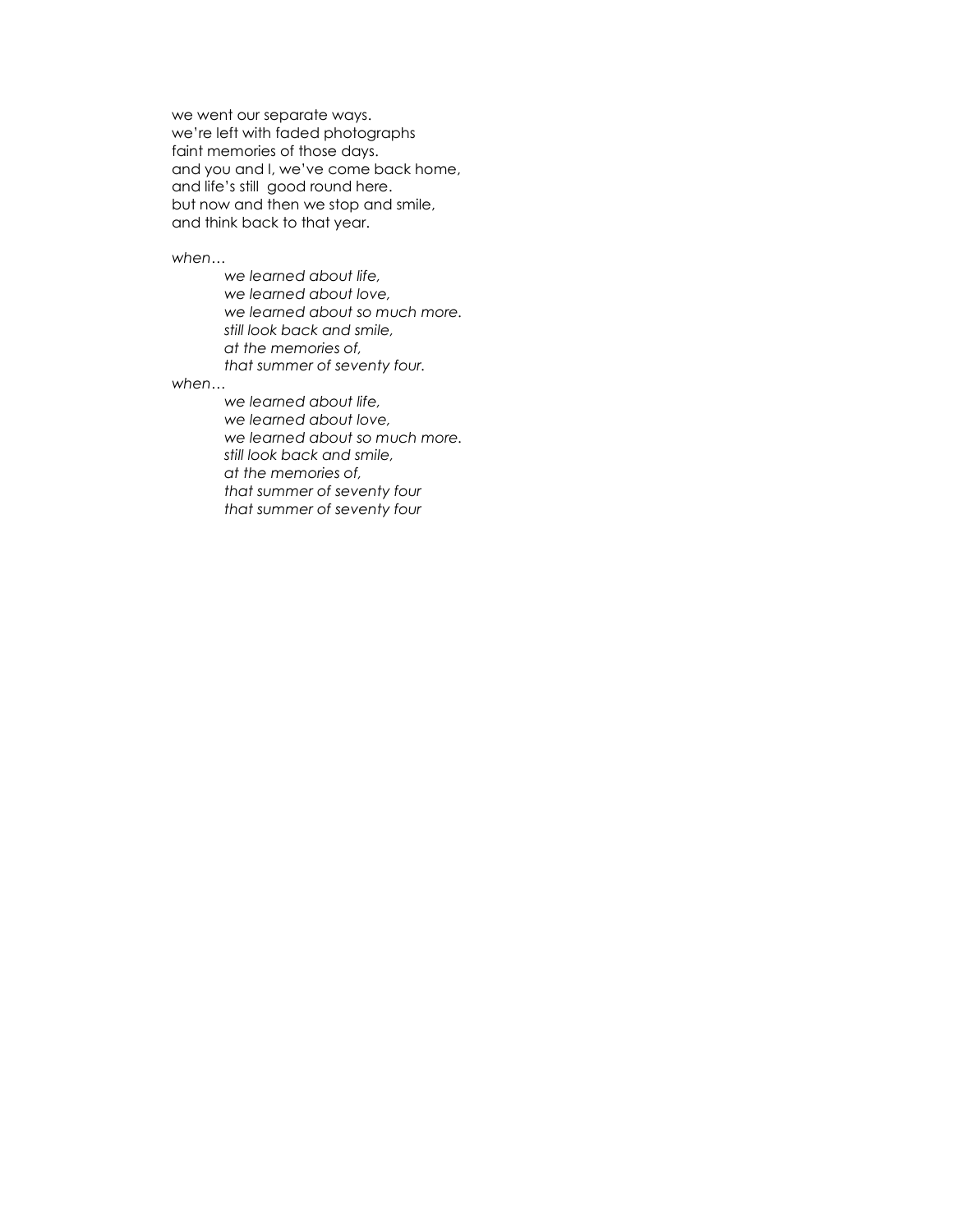we went our separate ways.
we're left with faded photographs
faint memories of those days.
and you and I, we've come back home,
and life's still  good round here.
but now and then we stop and smile,
and think back to that year.

*when…*

> *we learned about life,*
> *we learned about love,*
> *we learned about so much more.*
> *still look back and smile,*
> *at the memories of,*
> *that summer of seventy four.*

*when…*

> *we learned about life,*
> *we learned about love,*
> *we learned about so much more.*
> *still look back and smile,*
> *at the memories of,*
> *that summer of seventy four*
> *that summer of seventy four*